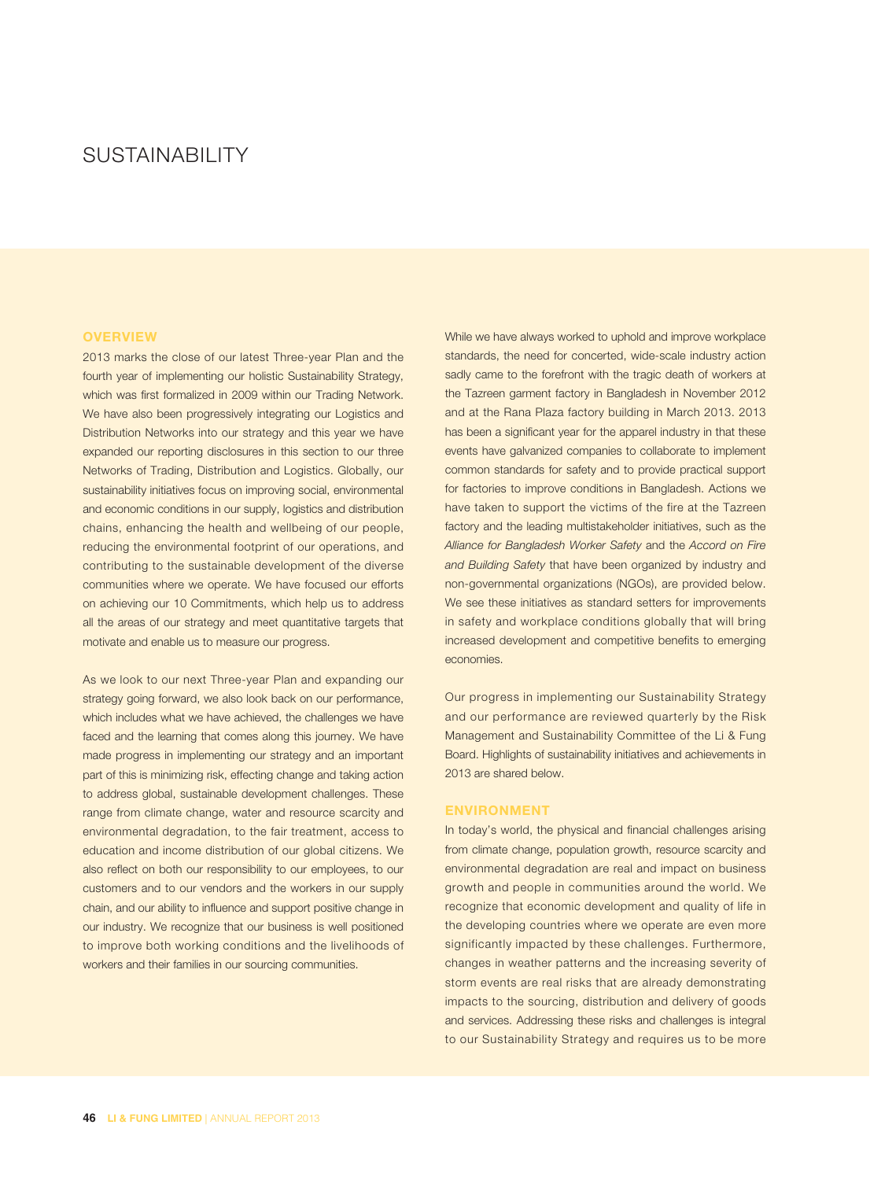# SUSTAINABILITY

## OVERVIEW

2013 marks the close of our latest Three-year Plan and the fourth year of implementing our holistic Sustainability Strategy, which was first formalized in 2009 within our Trading Network. We have also been progressively integrating our Logistics and Distribution Networks into our strategy and this year we have expanded our reporting disclosures in this section to our three Networks of Trading, Distribution and Logistics. Globally, our sustainability initiatives focus on improving social, environmental and economic conditions in our supply, logistics and distribution chains, enhancing the health and wellbeing of our people, reducing the environmental footprint of our operations, and contributing to the sustainable development of the diverse communities where we operate. We have focused our efforts on achieving our 10 Commitments, which help us to address all the areas of our strategy and meet quantitative targets that motivate and enable us to measure our progress.

As we look to our next Three-year Plan and expanding our strategy going forward, we also look back on our performance, which includes what we have achieved, the challenges we have faced and the learning that comes along this journey. We have made progress in implementing our strategy and an important part of this is minimizing risk, effecting change and taking action to address global, sustainable development challenges. These range from climate change, water and resource scarcity and environmental degradation, to the fair treatment, access to education and income distribution of our global citizens. We also reflect on both our responsibility to our employees, to our customers and to our vendors and the workers in our supply chain, and our ability to influence and support positive change in our industry. We recognize that our business is well positioned to improve both working conditions and the livelihoods of workers and their families in our sourcing communities.

While we have always worked to uphold and improve workplace standards, the need for concerted, wide-scale industry action sadly came to the forefront with the tragic death of workers at the Tazreen garment factory in Bangladesh in November 2012 and at the Rana Plaza factory building in March 2013. 2013 has been a significant year for the apparel industry in that these events have galvanized companies to collaborate to implement common standards for safety and to provide practical support for factories to improve conditions in Bangladesh. Actions we have taken to support the victims of the fire at the Tazreen factory and the leading multistakeholder initiatives, such as the *Alliance for Bangladesh Worker Safety* and the *Accord on Fire and Building Safety* that have been organized by industry and non-governmental organizations (NGOs), are provided below. We see these initiatives as standard setters for improvements in safety and workplace conditions globally that will bring increased development and competitive benefits to emerging economies.

Our progress in implementing our Sustainability Strategy and our performance are reviewed quarterly by the Risk Management and Sustainability Committee of the Li & Fung Board. Highlights of sustainability initiatives and achievements in 2013 are shared below.

## ENVIRONMENT

In today's world, the physical and financial challenges arising from climate change, population growth, resource scarcity and environmental degradation are real and impact on business growth and people in communities around the world. We recognize that economic development and quality of life in the developing countries where we operate are even more significantly impacted by these challenges. Furthermore, changes in weather patterns and the increasing severity of storm events are real risks that are already demonstrating impacts to the sourcing, distribution and delivery of goods and services. Addressing these risks and challenges is integral to our Sustainability Strategy and requires us to be more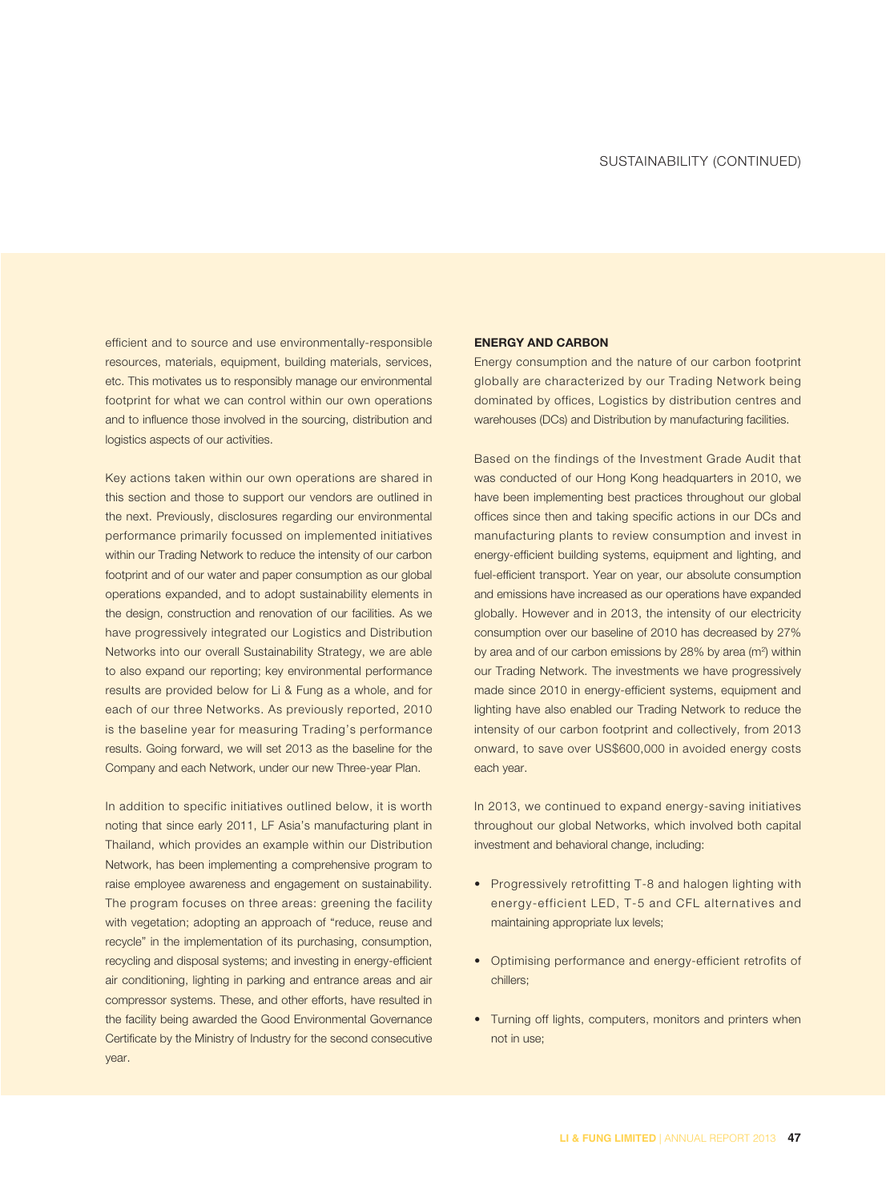efficient and to source and use environmentally-responsible resources, materials, equipment, building materials, services, etc. This motivates us to responsibly manage our environmental footprint for what we can control within our own operations and to influence those involved in the sourcing, distribution and logistics aspects of our activities.

Key actions taken within our own operations are shared in this section and those to support our vendors are outlined in the next. Previously, disclosures regarding our environmental performance primarily focussed on implemented initiatives within our Trading Network to reduce the intensity of our carbon footprint and of our water and paper consumption as our global operations expanded, and to adopt sustainability elements in the design, construction and renovation of our facilities. As we have progressively integrated our Logistics and Distribution Networks into our overall Sustainability Strategy, we are able to also expand our reporting; key environmental performance results are provided below for Li & Fung as a whole, and for each of our three Networks. As previously reported, 2010 is the baseline year for measuring Trading's performance results. Going forward, we will set 2013 as the baseline for the Company and each Network, under our new Three-year Plan.

In addition to specific initiatives outlined below, it is worth noting that since early 2011, LF Asia's manufacturing plant in Thailand, which provides an example within our Distribution Network, has been implementing a comprehensive program to raise employee awareness and engagement on sustainability. The program focuses on three areas: greening the facility with vegetation; adopting an approach of "reduce, reuse and recycle" in the implementation of its purchasing, consumption, recycling and disposal systems; and investing in energy-efficient air conditioning, lighting in parking and entrance areas and air compressor systems. These, and other efforts, have resulted in the facility being awarded the Good Environmental Governance Certificate by the Ministry of Industry for the second consecutive year.

**ENERGY AND CARBON**

Energy consumption and the nature of our carbon footprint globally are characterized by our Trading Network being dominated by offices, Logistics by distribution centres and warehouses (DCs) and Distribution by manufacturing facilities.

Based on the findings of the Investment Grade Audit that was conducted of our Hong Kong headquarters in 2010, we have been implementing best practices throughout our global offices since then and taking specific actions in our DCs and manufacturing plants to review consumption and invest in energy-efficient building systems, equipment and lighting, and fuel-efficient transport. Year on year, our absolute consumption and emissions have increased as our operations have expanded globally. However and in 2013, the intensity of our electricity consumption over our baseline of 2010 has decreased by 27% by area and of our carbon emissions by 28% by area ($m^2$) within our Trading Network. The investments we have progressively made since 2010 in energy-efficient systems, equipment and lighting have also enabled our Trading Network to reduce the intensity of our carbon footprint and collectively, from 2013 onward, to save over US$600,000 in avoided energy costs each year.

In 2013, we continued to expand energy-saving initiatives throughout our global Networks, which involved both capital investment and behavioral change, including:

- Progressively retrofitting T-8 and halogen lighting with energy-efficient LED, T-5 and CFL alternatives and maintaining appropriate lux levels;
- Optimising performance and energy-efficient retrofits of chillers;
- Turning off lights, computers, monitors and printers when not in use;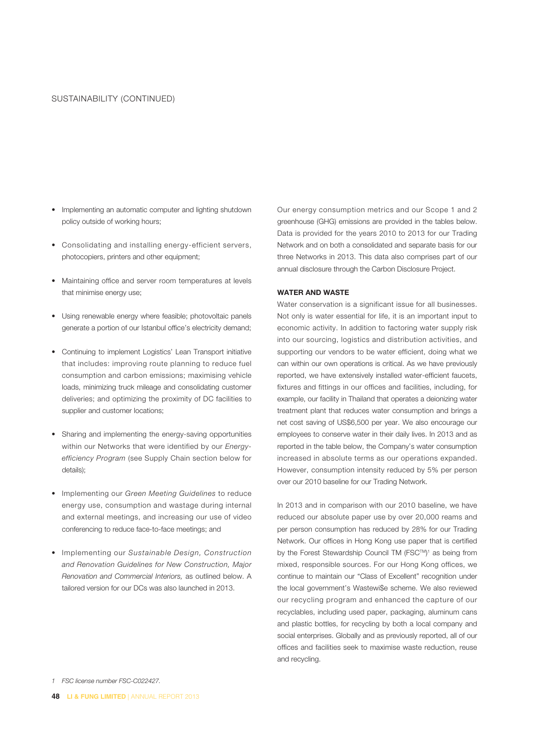- Implementing an automatic computer and lighting shutdown policy outside of working hours;
- Consolidating and installing energy-efficient servers, photocopiers, printers and other equipment;
- Maintaining office and server room temperatures at levels that minimise energy use;
- Using renewable energy where feasible; photovoltaic panels generate a portion of our Istanbul office's electricity demand;
- Continuing to implement Logistics' Lean Transport initiative that includes: improving route planning to reduce fuel consumption and carbon emissions; maximising vehicle loads, minimizing truck mileage and consolidating customer deliveries; and optimizing the proximity of DC facilities to supplier and customer locations;
- Sharing and implementing the energy-saving opportunities within our Networks that were identified by our *Energy-efficiency Program* (see Supply Chain section below for details);
- Implementing our *Green Meeting Guidelines* to reduce energy use, consumption and wastage during internal and external meetings, and increasing our use of video conferencing to reduce face-to-face meetings; and
- Implementing our *Sustainable Design, Construction and Renovation Guidelines for New Construction, Major Renovation and Commercial Interiors,* as outlined below. A tailored version for our DCs was also launched in 2013.

Our energy consumption metrics and our Scope 1 and 2 greenhouse (GHG) emissions are provided in the tables below. Data is provided for the years 2010 to 2013 for our Trading Network and on both a consolidated and separate basis for our three Networks in 2013. This data also comprises part of our annual disclosure through the Carbon Disclosure Project.

**WATER AND WASTE**

Water conservation is a significant issue for all businesses. Not only is water essential for life, it is an important input to economic activity. In addition to factoring water supply risk into our sourcing, logistics and distribution activities, and supporting our vendors to be water efficient, doing what we can within our own operations is critical. As we have previously reported, we have extensively installed water-efficient faucets, fixtures and fittings in our offices and facilities, including, for example, our facility in Thailand that operates a deionizing water treatment plant that reduces water consumption and brings a net cost saving of US$6,500 per year. We also encourage our employees to conserve water in their daily lives. In 2013 and as reported in the table below, the Company's water consumption increased in absolute terms as our operations expanded. However, consumption intensity reduced by 5% per person over our 2010 baseline for our Trading Network.

In 2013 and in comparison with our 2010 baseline, we have reduced our absolute paper use by over 20,000 reams and per person consumption has reduced by 28% for our Trading Network. Our offices in Hong Kong use paper that is certified by the Forest Stewardship Council TM (FSC™)[1] as being from mixed, responsible sources. For our Hong Kong offices, we continue to maintain our "Class of Excellent" recognition under the local government's Wastewi$e scheme. We also reviewed our recycling program and enhanced the capture of our recyclables, including used paper, packaging, aluminum cans and plastic bottles, for recycling by both a local company and social enterprises. Globally and as previously reported, all of our offices and facilities seek to maximise waste reduction, reuse and recycling.

*1 FSC license number FSC-C022427.*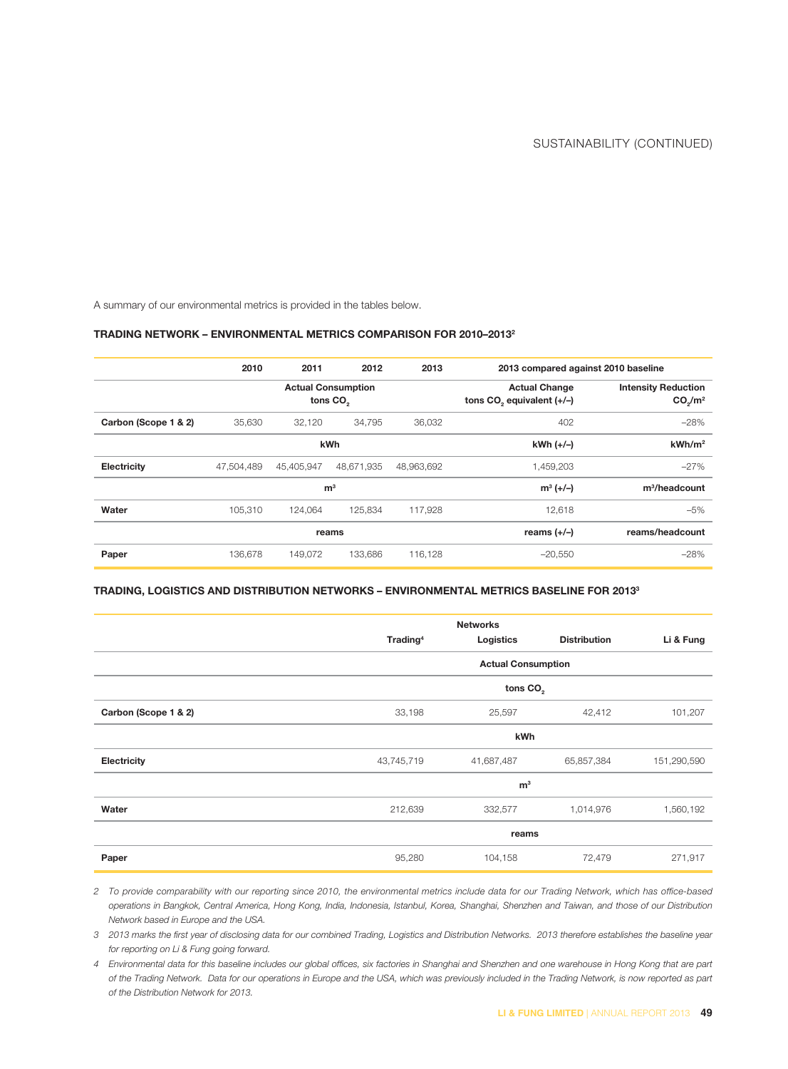A summary of our environmental metrics is provided in the tables below.

### TRADING NETWORK – ENVIRONMENTAL METRICS COMPARISON FOR 2010–2013[2]

| | 2010 | 2011 | 2012 | 2013 | 2013 compared against 2010 baseline | |
|---|---|---|---|---|---|---|
| | Actual Consumption tons $CO_2$ | | | | Actual Change tons $CO_2$ equivalent (+/–) | Intensity Reduction $CO_2/m^2$ |
| **Carbon (Scope 1 & 2)** | 35,630 | 32,120 | 34,795 | 36,032 | 402 | –28% |
| | kWh | | | | kWh (+/–) | kWh/$m^2$ |
| **Electricity** | 47,504,489 | 45,405,947 | 48,671,935 | 48,963,692 | 1,459,203 | –27% |
| | $m^3$ | | | | $m^3$ (+/–) | $m^3$/headcount |
| **Water** | 105,310 | 124,064 | 125,834 | 117,928 | 12,618 | –5% |
| | reams | | | | reams (+/–) | reams/headcount |
| **Paper** | 136,678 | 149,072 | 133,686 | 116,128 | –20,550 | –28% |

### TRADING, LOGISTICS AND DISTRIBUTION NETWORKS – ENVIRONMENTAL METRICS BASELINE FOR 2013[3]

| | Networks | | | |
|---|---|---|---|---|
| | Trading[4] | Logistics | Distribution | Li & Fung |
| | Actual Consumption | | | |
| | tons $CO_2$ | | | |
| **Carbon (Scope 1 & 2)** | 33,198 | 25,597 | 42,412 | 101,207 |
| | kWh | | | |
| **Electricity** | 43,745,719 | 41,687,487 | 65,857,384 | 151,290,590 |
| | $m^3$ | | | |
| **Water** | 212,639 | 332,577 | 1,014,976 | 1,560,192 |
| | reams | | | |
| **Paper** | 95,280 | 104,158 | 72,479 | 271,917 |

2 *To provide comparability with our reporting since 2010, the environmental metrics include data for our Trading Network, which has office-based operations in Bangkok, Central America, Hong Kong, India, Indonesia, Istanbul, Korea, Shanghai, Shenzhen and Taiwan, and those of our Distribution Network based in Europe and the USA.*

3 *2013 marks the first year of disclosing data for our combined Trading, Logistics and Distribution Networks. 2013 therefore establishes the baseline year for reporting on Li & Fung going forward.*

4 *Environmental data for this baseline includes our global offices, six factories in Shanghai and Shenzhen and one warehouse in Hong Kong that are part of the Trading Network. Data for our operations in Europe and the USA, which was previously included in the Trading Network, is now reported as part of the Distribution Network for 2013.*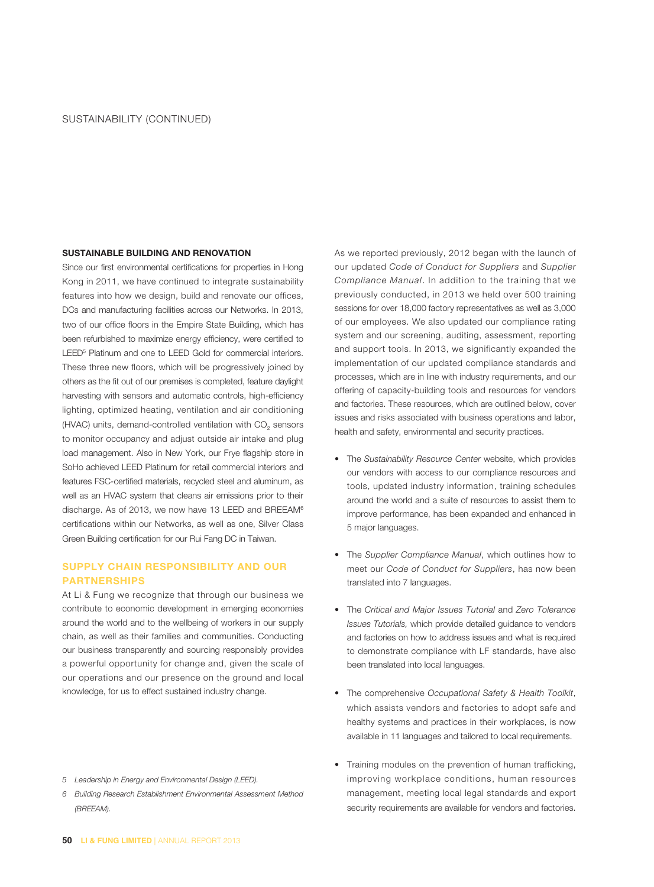SUSTAINABILITY (CONTINUED)

### SUSTAINABLE BUILDING AND RENOVATION

Since our first environmental certifications for properties in Hong Kong in 2011, we have continued to integrate sustainability features into how we design, build and renovate our offices, DCs and manufacturing facilities across our Networks. In 2013, two of our office floors in the Empire State Building, which has been refurbished to maximize energy efficiency, were certified to LEED[5] Platinum and one to LEED Gold for commercial interiors. These three new floors, which will be progressively joined by others as the fit out of our premises is completed, feature daylight harvesting with sensors and automatic controls, high-efficiency lighting, optimized heating, ventilation and air conditioning (HVAC) units, demand-controlled ventilation with $CO_2$ sensors to monitor occupancy and adjust outside air intake and plug load management. Also in New York, our Frye flagship store in SoHo achieved LEED Platinum for retail commercial interiors and features FSC-certified materials, recycled steel and aluminum, as well as an HVAC system that cleans air emissions prior to their discharge. As of 2013, we now have 13 LEED and BREEAM[6] certifications within our Networks, as well as one, Silver Class Green Building certification for our Rui Fang DC in Taiwan.

## SUPPLY CHAIN RESPONSIBILITY AND OUR PARTNERSHIPS

At Li & Fung we recognize that through our business we contribute to economic development in emerging economies around the world and to the wellbeing of workers in our supply chain, as well as their families and communities. Conducting our business transparently and sourcing responsibly provides a powerful opportunity for change and, given the scale of our operations and our presence on the ground and local knowledge, for us to effect sustained industry change.

As we reported previously, 2012 began with the launch of our updated *Code of Conduct for Suppliers* and *Supplier Compliance Manual*. In addition to the training that we previously conducted, in 2013 we held over 500 training sessions for over 18,000 factory representatives as well as 3,000 of our employees. We also updated our compliance rating system and our screening, auditing, assessment, reporting and support tools. In 2013, we significantly expanded the implementation of our updated compliance standards and processes, which are in line with industry requirements, and our offering of capacity-building tools and resources for vendors and factories. These resources, which are outlined below, cover issues and risks associated with business operations and labor, health and safety, environmental and security practices.

- The *Sustainability Resource Center* website, which provides our vendors with access to our compliance resources and tools, updated industry information, training schedules around the world and a suite of resources to assist them to improve performance, has been expanded and enhanced in 5 major languages.
- The *Supplier Compliance Manual*, which outlines how to meet our *Code of Conduct for Suppliers*, has now been translated into 7 languages.
- The *Critical and Major Issues Tutorial* and *Zero Tolerance Issues Tutorials,* which provide detailed guidance to vendors and factories on how to address issues and what is required to demonstrate compliance with LF standards, have also been translated into local languages.
- The comprehensive *Occupational Safety & Health Toolkit*, which assists vendors and factories to adopt safe and healthy systems and practices in their workplaces, is now available in 11 languages and tailored to local requirements.
- Training modules on the prevention of human trafficking, improving workplace conditions, human resources management, meeting local legal standards and export security requirements are available for vendors and factories.

5 *Leadership in Energy and Environmental Design (LEED).*

6 *Building Research Establishment Environmental Assessment Method (BREEAM).*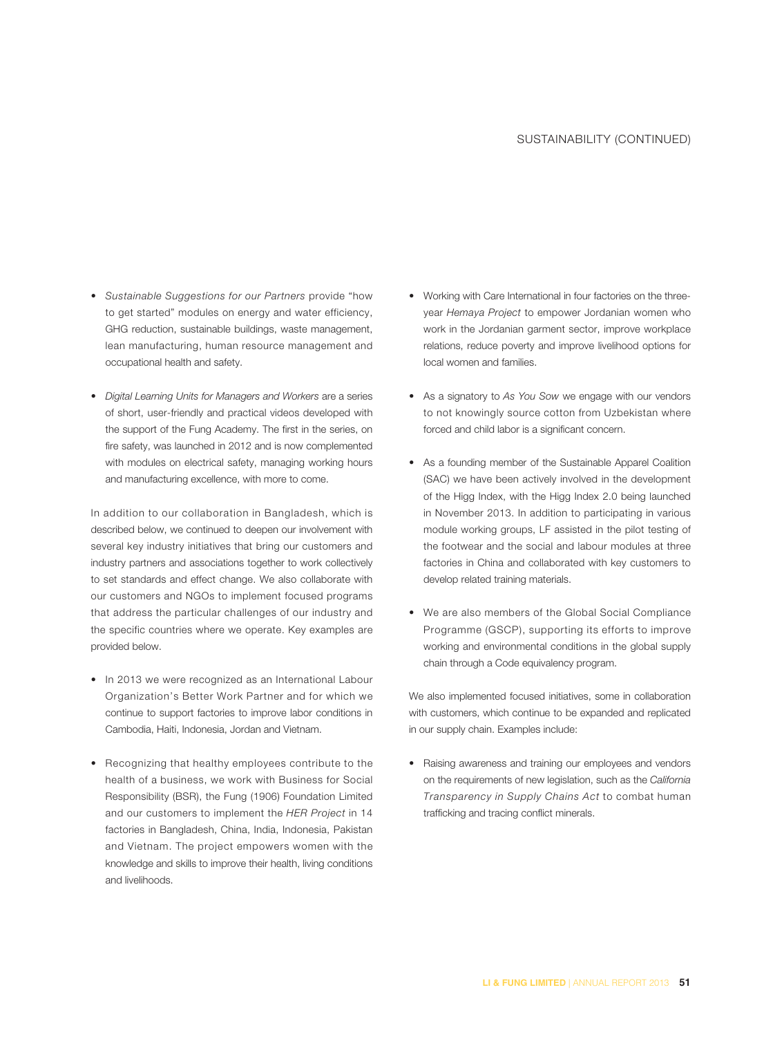- *Sustainable Suggestions for our Partners* provide "how to get started" modules on energy and water efficiency, GHG reduction, sustainable buildings, waste management, lean manufacturing, human resource management and occupational health and safety.

- *Digital Learning Units for Managers and Workers* are a series of short, user-friendly and practical videos developed with the support of the Fung Academy. The first in the series, on fire safety, was launched in 2012 and is now complemented with modules on electrical safety, managing working hours and manufacturing excellence, with more to come.

In addition to our collaboration in Bangladesh, which is described below, we continued to deepen our involvement with several key industry initiatives that bring our customers and industry partners and associations together to work collectively to set standards and effect change. We also collaborate with our customers and NGOs to implement focused programs that address the particular challenges of our industry and the specific countries where we operate. Key examples are provided below.

- In 2013 we were recognized as an International Labour Organization's Better Work Partner and for which we continue to support factories to improve labor conditions in Cambodia, Haiti, Indonesia, Jordan and Vietnam.

- Recognizing that healthy employees contribute to the health of a business, we work with Business for Social Responsibility (BSR), the Fung (1906) Foundation Limited and our customers to implement the *HER Project* in 14 factories in Bangladesh, China, India, Indonesia, Pakistan and Vietnam. The project empowers women with the knowledge and skills to improve their health, living conditions and livelihoods.

- Working with Care International in four factories on the three-year *Hemaya Project* to empower Jordanian women who work in the Jordanian garment sector, improve workplace relations, reduce poverty and improve livelihood options for local women and families.

- As a signatory to *As You Sow* we engage with our vendors to not knowingly source cotton from Uzbekistan where forced and child labor is a significant concern.

- As a founding member of the Sustainable Apparel Coalition (SAC) we have been actively involved in the development of the Higg Index, with the Higg Index 2.0 being launched in November 2013. In addition to participating in various module working groups, LF assisted in the pilot testing of the footwear and the social and labour modules at three factories in China and collaborated with key customers to develop related training materials.

- We are also members of the Global Social Compliance Programme (GSCP), supporting its efforts to improve working and environmental conditions in the global supply chain through a Code equivalency program.

We also implemented focused initiatives, some in collaboration with customers, which continue to be expanded and replicated in our supply chain. Examples include:

- Raising awareness and training our employees and vendors on the requirements of new legislation, such as the *California Transparency in Supply Chains Act* to combat human trafficking and tracing conflict minerals.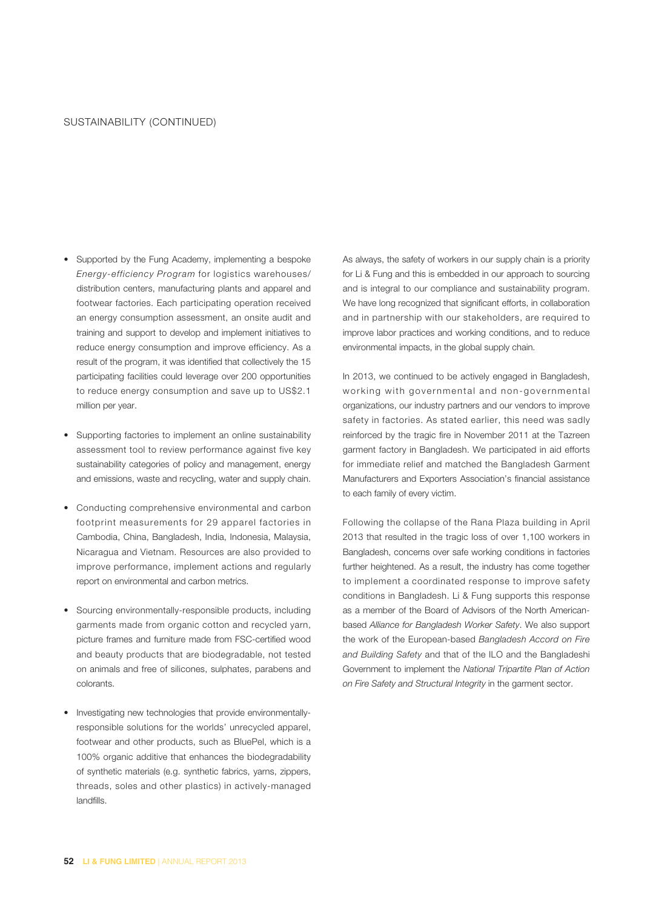SUSTAINABILITY (CONTINUED)

- Supported by the Fung Academy, implementing a bespoke *Energy-efficiency Program* for logistics warehouses/ distribution centers, manufacturing plants and apparel and footwear factories. Each participating operation received an energy consumption assessment, an onsite audit and training and support to develop and implement initiatives to reduce energy consumption and improve efficiency. As a result of the program, it was identified that collectively the 15 participating facilities could leverage over 200 opportunities to reduce energy consumption and save up to US$2.1 million per year.

- Supporting factories to implement an online sustainability assessment tool to review performance against five key sustainability categories of policy and management, energy and emissions, waste and recycling, water and supply chain.

- Conducting comprehensive environmental and carbon footprint measurements for 29 apparel factories in Cambodia, China, Bangladesh, India, Indonesia, Malaysia, Nicaragua and Vietnam. Resources are also provided to improve performance, implement actions and regularly report on environmental and carbon metrics.

- Sourcing environmentally-responsible products, including garments made from organic cotton and recycled yarn, picture frames and furniture made from FSC-certified wood and beauty products that are biodegradable, not tested on animals and free of silicones, sulphates, parabens and colorants.

- Investigating new technologies that provide environmentally-responsible solutions for the worlds' unrecycled apparel, footwear and other products, such as BluePel, which is a 100% organic additive that enhances the biodegradability of synthetic materials (e.g. synthetic fabrics, yarns, zippers, threads, soles and other plastics) in actively-managed landfills.

As always, the safety of workers in our supply chain is a priority for Li & Fung and this is embedded in our approach to sourcing and is integral to our compliance and sustainability program. We have long recognized that significant efforts, in collaboration and in partnership with our stakeholders, are required to improve labor practices and working conditions, and to reduce environmental impacts, in the global supply chain.

In 2013, we continued to be actively engaged in Bangladesh, working with governmental and non-governmental organizations, our industry partners and our vendors to improve safety in factories. As stated earlier, this need was sadly reinforced by the tragic fire in November 2011 at the Tazreen garment factory in Bangladesh. We participated in aid efforts for immediate relief and matched the Bangladesh Garment Manufacturers and Exporters Association's financial assistance to each family of every victim.

Following the collapse of the Rana Plaza building in April 2013 that resulted in the tragic loss of over 1,100 workers in Bangladesh, concerns over safe working conditions in factories further heightened. As a result, the industry has come together to implement a coordinated response to improve safety conditions in Bangladesh. Li & Fung supports this response as a member of the Board of Advisors of the North American-based *Alliance for Bangladesh Worker Safety*. We also support the work of the European-based *Bangladesh Accord on Fire and Building Safety* and that of the ILO and the Bangladeshi Government to implement the *National Tripartite Plan of Action on Fire Safety and Structural Integrity* in the garment sector.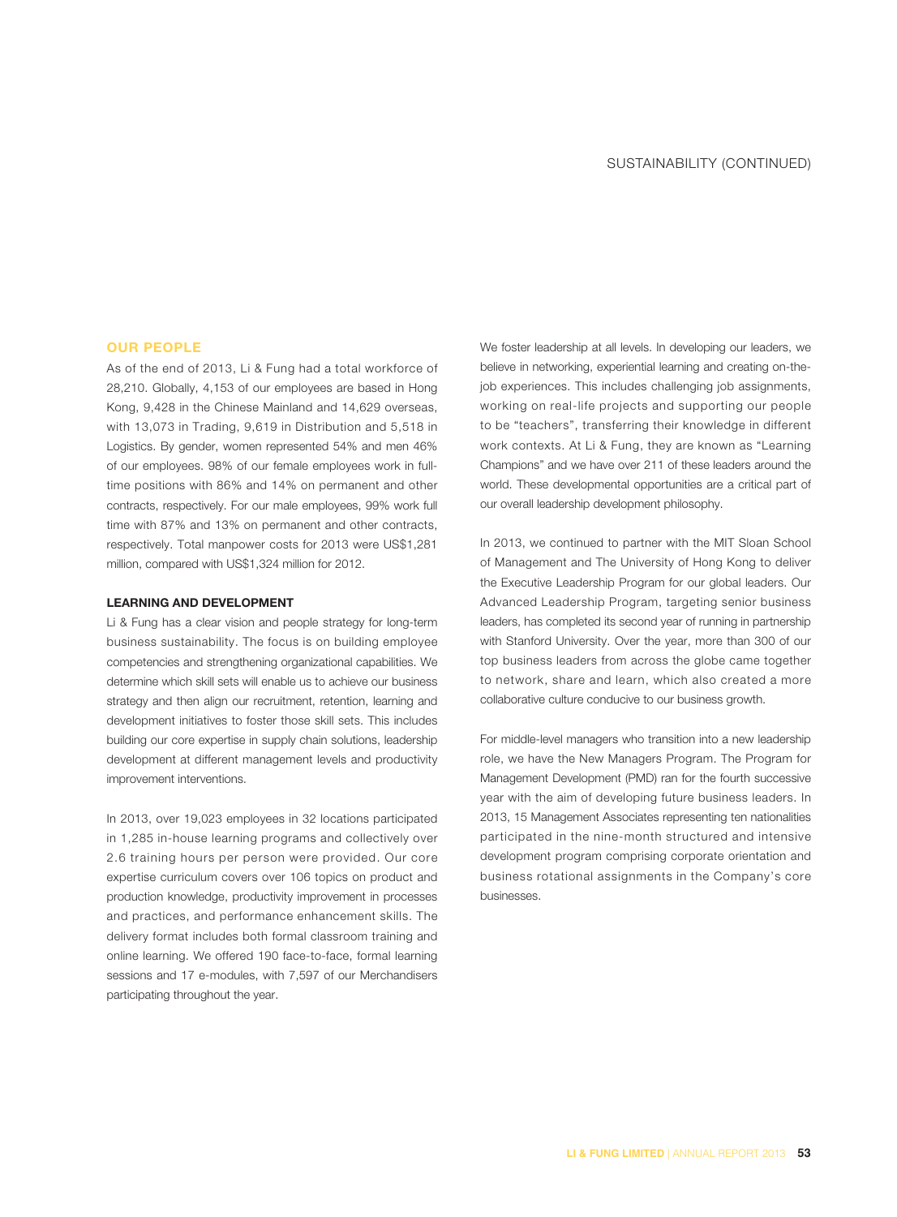## OUR PEOPLE

As of the end of 2013, Li & Fung had a total workforce of 28,210. Globally, 4,153 of our employees are based in Hong Kong, 9,428 in the Chinese Mainland and 14,629 overseas, with 13,073 in Trading, 9,619 in Distribution and 5,518 in Logistics. By gender, women represented 54% and men 46% of our employees. 98% of our female employees work in full-time positions with 86% and 14% on permanent and other contracts, respectively. For our male employees, 99% work full time with 87% and 13% on permanent and other contracts, respectively. Total manpower costs for 2013 were US$1,281 million, compared with US$1,324 million for 2012.

### LEARNING AND DEVELOPMENT

Li & Fung has a clear vision and people strategy for long-term business sustainability. The focus is on building employee competencies and strengthening organizational capabilities. We determine which skill sets will enable us to achieve our business strategy and then align our recruitment, retention, learning and development initiatives to foster those skill sets. This includes building our core expertise in supply chain solutions, leadership development at different management levels and productivity improvement interventions.

In 2013, over 19,023 employees in 32 locations participated in 1,285 in-house learning programs and collectively over 2.6 training hours per person were provided. Our core expertise curriculum covers over 106 topics on product and production knowledge, productivity improvement in processes and practices, and performance enhancement skills. The delivery format includes both formal classroom training and online learning. We offered 190 face-to-face, formal learning sessions and 17 e-modules, with 7,597 of our Merchandisers participating throughout the year.

We foster leadership at all levels. In developing our leaders, we believe in networking, experiential learning and creating on-the-job experiences. This includes challenging job assignments, working on real-life projects and supporting our people to be "teachers", transferring their knowledge in different work contexts. At Li & Fung, they are known as "Learning Champions" and we have over 211 of these leaders around the world. These developmental opportunities are a critical part of our overall leadership development philosophy.

In 2013, we continued to partner with the MIT Sloan School of Management and The University of Hong Kong to deliver the Executive Leadership Program for our global leaders. Our Advanced Leadership Program, targeting senior business leaders, has completed its second year of running in partnership with Stanford University. Over the year, more than 300 of our top business leaders from across the globe came together to network, share and learn, which also created a more collaborative culture conducive to our business growth.

For middle-level managers who transition into a new leadership role, we have the New Managers Program. The Program for Management Development (PMD) ran for the fourth successive year with the aim of developing future business leaders. In 2013, 15 Management Associates representing ten nationalities participated in the nine-month structured and intensive development program comprising corporate orientation and business rotational assignments in the Company's core businesses.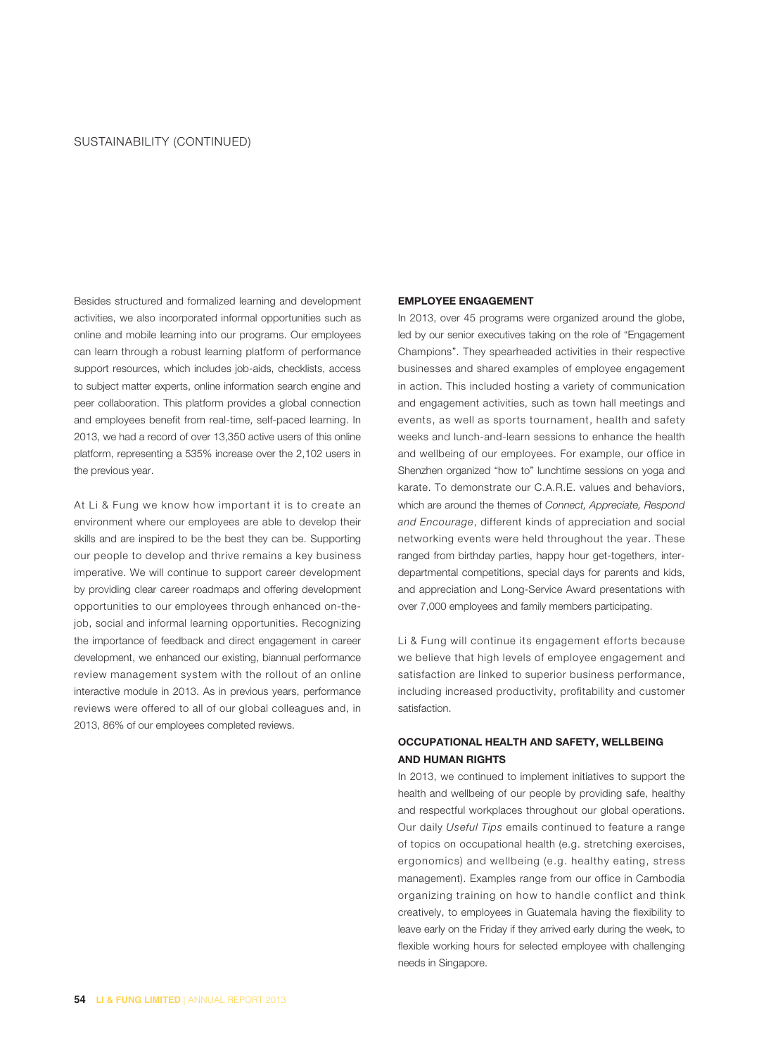Besides structured and formalized learning and development activities, we also incorporated informal opportunities such as online and mobile learning into our programs. Our employees can learn through a robust learning platform of performance support resources, which includes job-aids, checklists, access to subject matter experts, online information search engine and peer collaboration. This platform provides a global connection and employees benefit from real-time, self-paced learning. In 2013, we had a record of over 13,350 active users of this online platform, representing a 535% increase over the 2,102 users in the previous year.

At Li & Fung we know how important it is to create an environment where our employees are able to develop their skills and are inspired to be the best they can be. Supporting our people to develop and thrive remains a key business imperative. We will continue to support career development by providing clear career roadmaps and offering development opportunities to our employees through enhanced on-the-job, social and informal learning opportunities. Recognizing the importance of feedback and direct engagement in career development, we enhanced our existing, biannual performance review management system with the rollout of an online interactive module in 2013. As in previous years, performance reviews were offered to all of our global colleagues and, in 2013, 86% of our employees completed reviews.

**EMPLOYEE ENGAGEMENT**

In 2013, over 45 programs were organized around the globe, led by our senior executives taking on the role of "Engagement Champions". They spearheaded activities in their respective businesses and shared examples of employee engagement in action. This included hosting a variety of communication and engagement activities, such as town hall meetings and events, as well as sports tournament, health and safety weeks and lunch-and-learn sessions to enhance the health and wellbeing of our employees. For example, our office in Shenzhen organized "how to" lunchtime sessions on yoga and karate. To demonstrate our C.A.R.E. values and behaviors, which are around the themes of *Connect, Appreciate, Respond and Encourage*, different kinds of appreciation and social networking events were held throughout the year. These ranged from birthday parties, happy hour get-togethers, inter-departmental competitions, special days for parents and kids, and appreciation and Long-Service Award presentations with over 7,000 employees and family members participating.

Li & Fung will continue its engagement efforts because we believe that high levels of employee engagement and satisfaction are linked to superior business performance, including increased productivity, profitability and customer satisfaction.

**OCCUPATIONAL HEALTH AND SAFETY, WELLBEING AND HUMAN RIGHTS**

In 2013, we continued to implement initiatives to support the health and wellbeing of our people by providing safe, healthy and respectful workplaces throughout our global operations. Our daily *Useful Tips* emails continued to feature a range of topics on occupational health (e.g. stretching exercises, ergonomics) and wellbeing (e.g. healthy eating, stress management). Examples range from our office in Cambodia organizing training on how to handle conflict and think creatively, to employees in Guatemala having the flexibility to leave early on the Friday if they arrived early during the week, to flexible working hours for selected employee with challenging needs in Singapore.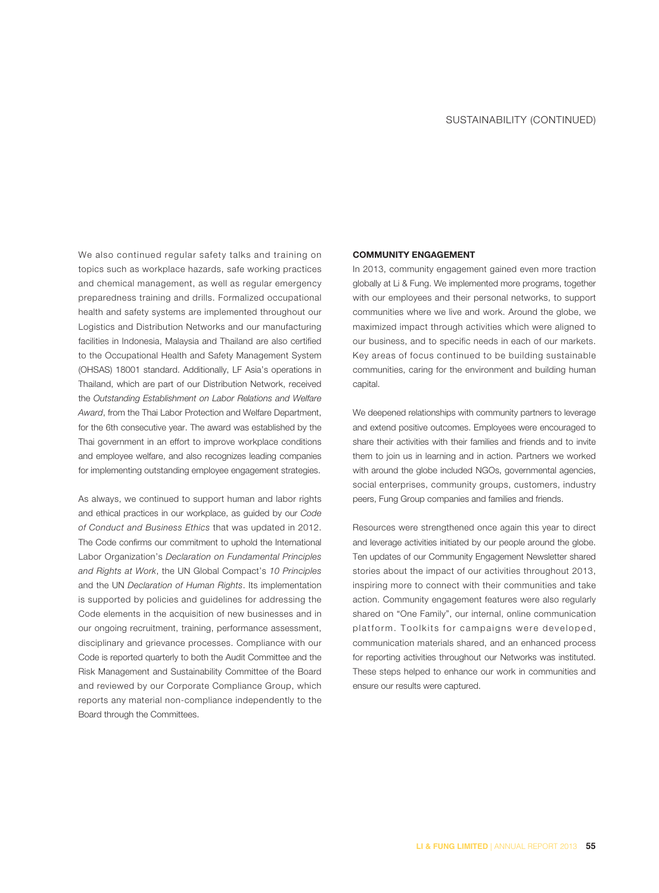We also continued regular safety talks and training on topics such as workplace hazards, safe working practices and chemical management, as well as regular emergency preparedness training and drills. Formalized occupational health and safety systems are implemented throughout our Logistics and Distribution Networks and our manufacturing facilities in Indonesia, Malaysia and Thailand are also certified to the Occupational Health and Safety Management System (OHSAS) 18001 standard. Additionally, LF Asia's operations in Thailand, which are part of our Distribution Network, received the *Outstanding Establishment on Labor Relations and Welfare Award*, from the Thai Labor Protection and Welfare Department, for the 6th consecutive year. The award was established by the Thai government in an effort to improve workplace conditions and employee welfare, and also recognizes leading companies for implementing outstanding employee engagement strategies.

As always, we continued to support human and labor rights and ethical practices in our workplace, as guided by our *Code of Conduct and Business Ethics* that was updated in 2012. The Code confirms our commitment to uphold the International Labor Organization's *Declaration on Fundamental Principles and Rights at Work*, the UN Global Compact's *10 Principles* and the UN *Declaration of Human Rights*. Its implementation is supported by policies and guidelines for addressing the Code elements in the acquisition of new businesses and in our ongoing recruitment, training, performance assessment, disciplinary and grievance processes. Compliance with our Code is reported quarterly to both the Audit Committee and the Risk Management and Sustainability Committee of the Board and reviewed by our Corporate Compliance Group, which reports any material non-compliance independently to the Board through the Committees.

## COMMUNITY ENGAGEMENT

In 2013, community engagement gained even more traction globally at Li & Fung. We implemented more programs, together with our employees and their personal networks, to support communities where we live and work. Around the globe, we maximized impact through activities which were aligned to our business, and to specific needs in each of our markets. Key areas of focus continued to be building sustainable communities, caring for the environment and building human capital.

We deepened relationships with community partners to leverage and extend positive outcomes. Employees were encouraged to share their activities with their families and friends and to invite them to join us in learning and in action. Partners we worked with around the globe included NGOs, governmental agencies, social enterprises, community groups, customers, industry peers, Fung Group companies and families and friends.

Resources were strengthened once again this year to direct and leverage activities initiated by our people around the globe. Ten updates of our Community Engagement Newsletter shared stories about the impact of our activities throughout 2013, inspiring more to connect with their communities and take action. Community engagement features were also regularly shared on "One Family", our internal, online communication platform. Toolkits for campaigns were developed, communication materials shared, and an enhanced process for reporting activities throughout our Networks was instituted. These steps helped to enhance our work in communities and ensure our results were captured.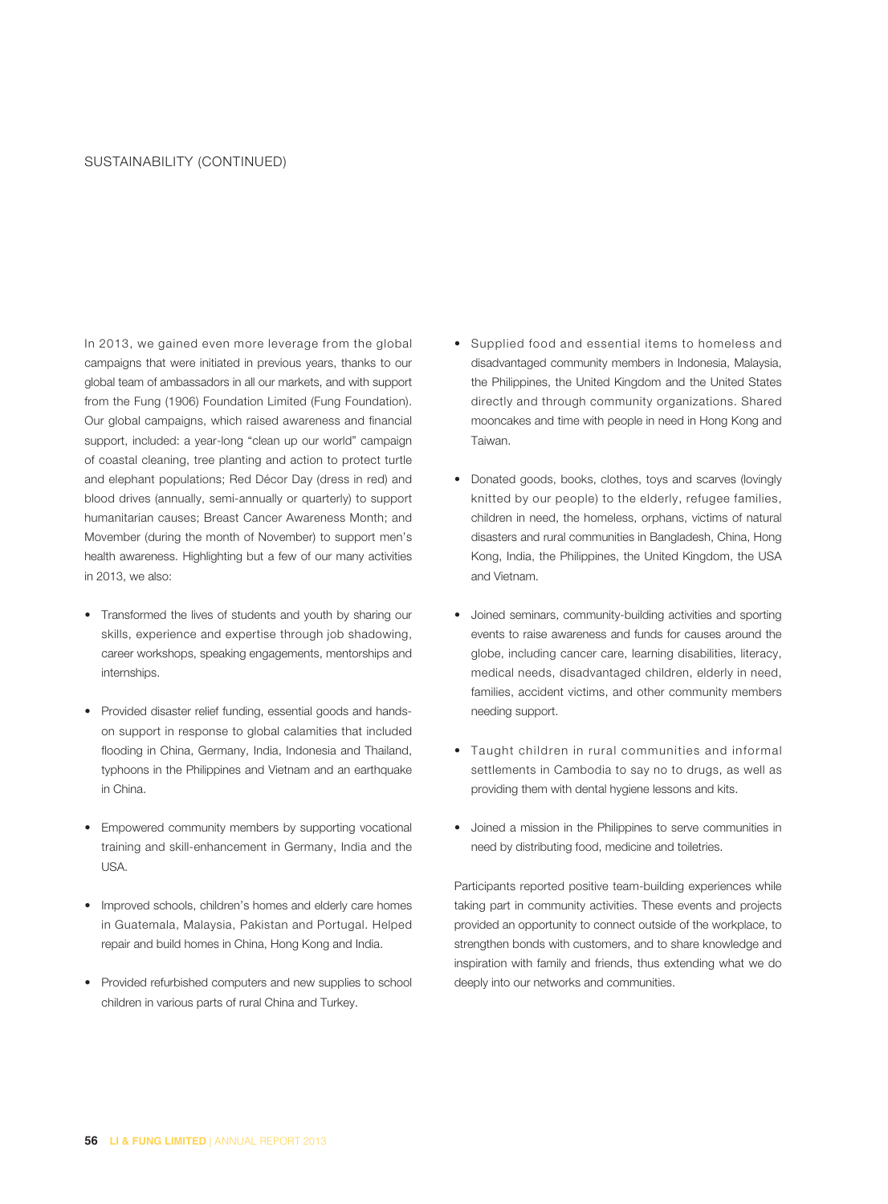## SUSTAINABILITY (CONTINUED)

In 2013, we gained even more leverage from the global campaigns that were initiated in previous years, thanks to our global team of ambassadors in all our markets, and with support from the Fung (1906) Foundation Limited (Fung Foundation). Our global campaigns, which raised awareness and financial support, included: a year-long "clean up our world" campaign of coastal cleaning, tree planting and action to protect turtle and elephant populations; Red Décor Day (dress in red) and blood drives (annually, semi-annually or quarterly) to support humanitarian causes; Breast Cancer Awareness Month; and Movember (during the month of November) to support men's health awareness. Highlighting but a few of our many activities in 2013, we also:

- Transformed the lives of students and youth by sharing our skills, experience and expertise through job shadowing, career workshops, speaking engagements, mentorships and internships.
- Provided disaster relief funding, essential goods and hands-on support in response to global calamities that included flooding in China, Germany, India, Indonesia and Thailand, typhoons in the Philippines and Vietnam and an earthquake in China.
- Empowered community members by supporting vocational training and skill-enhancement in Germany, India and the USA.
- Improved schools, children's homes and elderly care homes in Guatemala, Malaysia, Pakistan and Portugal. Helped repair and build homes in China, Hong Kong and India.
- Provided refurbished computers and new supplies to school children in various parts of rural China and Turkey.
- Supplied food and essential items to homeless and disadvantaged community members in Indonesia, Malaysia, the Philippines, the United Kingdom and the United States directly and through community organizations. Shared mooncakes and time with people in need in Hong Kong and Taiwan.
- Donated goods, books, clothes, toys and scarves (lovingly knitted by our people) to the elderly, refugee families, children in need, the homeless, orphans, victims of natural disasters and rural communities in Bangladesh, China, Hong Kong, India, the Philippines, the United Kingdom, the USA and Vietnam.
- Joined seminars, community-building activities and sporting events to raise awareness and funds for causes around the globe, including cancer care, learning disabilities, literacy, medical needs, disadvantaged children, elderly in need, families, accident victims, and other community members needing support.
- Taught children in rural communities and informal settlements in Cambodia to say no to drugs, as well as providing them with dental hygiene lessons and kits.
- Joined a mission in the Philippines to serve communities in need by distributing food, medicine and toiletries.

Participants reported positive team-building experiences while taking part in community activities. These events and projects provided an opportunity to connect outside of the workplace, to strengthen bonds with customers, and to share knowledge and inspiration with family and friends, thus extending what we do deeply into our networks and communities.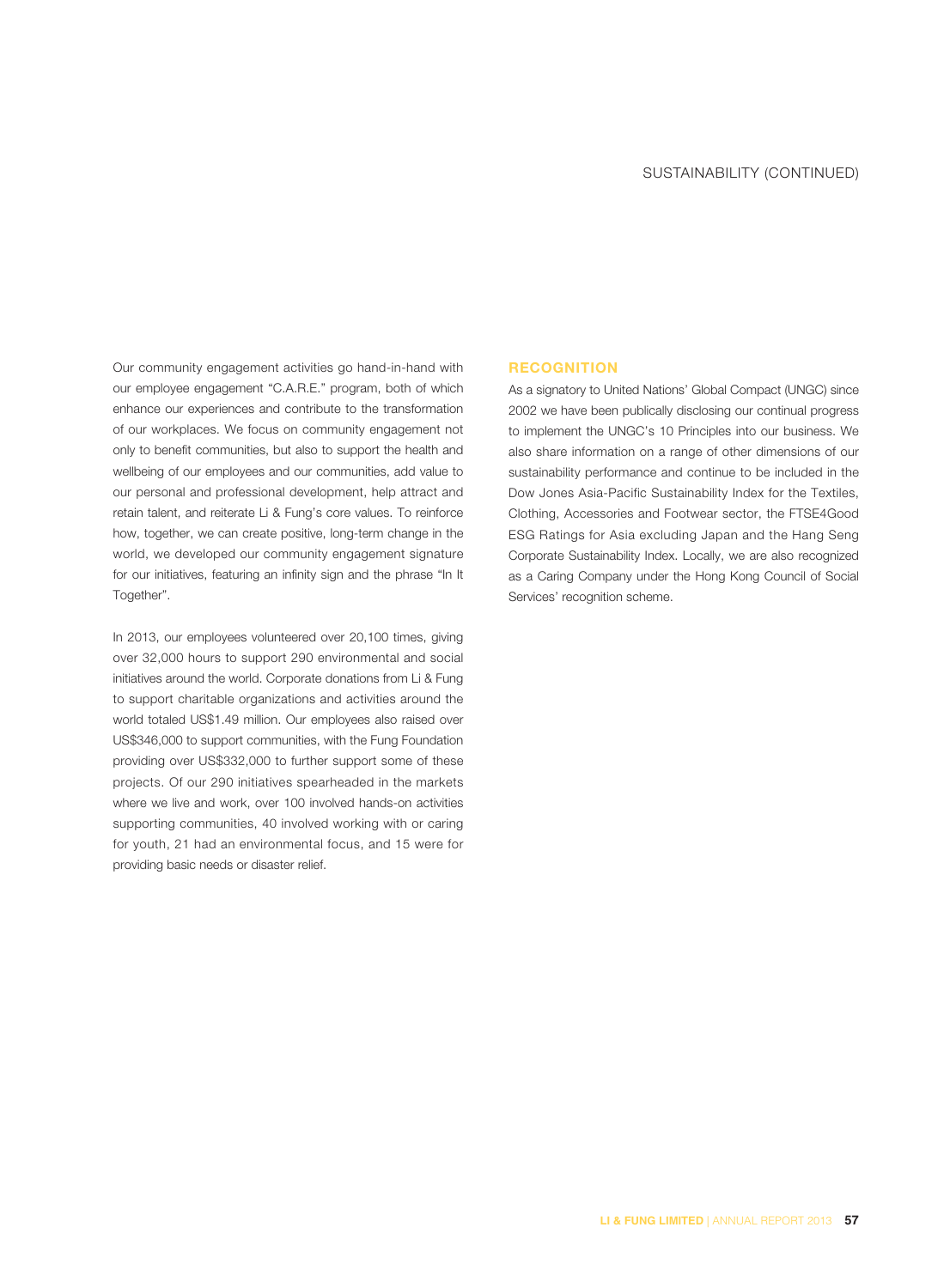Our community engagement activities go hand-in-hand with our employee engagement "C.A.R.E." program, both of which enhance our experiences and contribute to the transformation of our workplaces. We focus on community engagement not only to benefit communities, but also to support the health and wellbeing of our employees and our communities, add value to our personal and professional development, help attract and retain talent, and reiterate Li & Fung's core values. To reinforce how, together, we can create positive, long-term change in the world, we developed our community engagement signature for our initiatives, featuring an infinity sign and the phrase "In It Together".

In 2013, our employees volunteered over 20,100 times, giving over 32,000 hours to support 290 environmental and social initiatives around the world. Corporate donations from Li & Fung to support charitable organizations and activities around the world totaled US$1.49 million. Our employees also raised over US$346,000 to support communities, with the Fung Foundation providing over US$332,000 to further support some of these projects. Of our 290 initiatives spearheaded in the markets where we live and work, over 100 involved hands-on activities supporting communities, 40 involved working with or caring for youth, 21 had an environmental focus, and 15 were for providing basic needs or disaster relief.

## RECOGNITION

As a signatory to United Nations' Global Compact (UNGC) since 2002 we have been publically disclosing our continual progress to implement the UNGC's 10 Principles into our business. We also share information on a range of other dimensions of our sustainability performance and continue to be included in the Dow Jones Asia-Pacific Sustainability Index for the Textiles, Clothing, Accessories and Footwear sector, the FTSE4Good ESG Ratings for Asia excluding Japan and the Hang Seng Corporate Sustainability Index. Locally, we are also recognized as a Caring Company under the Hong Kong Council of Social Services' recognition scheme.